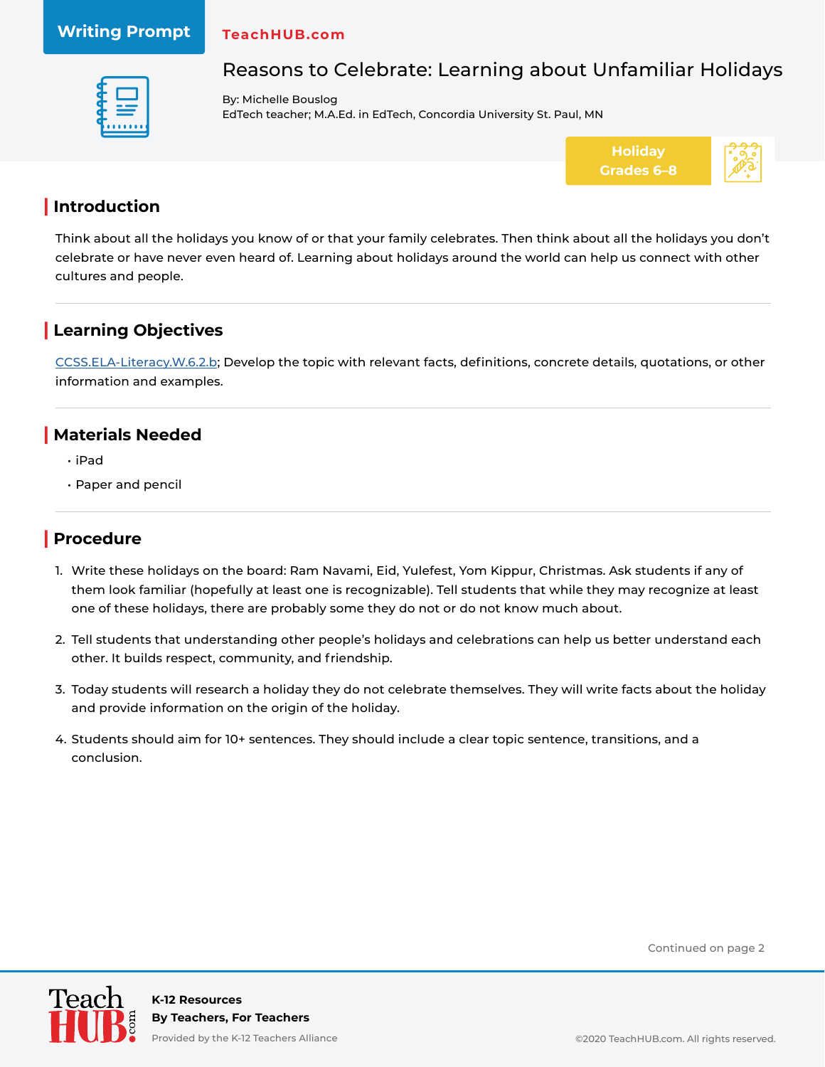Writing Prompt

TeachHUB.com

# Reasons to Celebrate: Learning about Unfamiliar Holidays

By: Michelle Bouslog
EdTech teacher; M.A.Ed. in EdTech, Concordia University St. Paul, MN

Holiday
Grades 6–8

## Introduction

Think about all the holidays you know of or that your family celebrates. Then think about all the holidays you don't celebrate or have never even heard of. Learning about holidays around the world can help us connect with other cultures and people.

## Learning Objectives

CCSS.ELA-Literacy.W.6.2.b; Develop the topic with relevant facts, definitions, concrete details, quotations, or other information and examples.

## Materials Needed

- iPad
- Paper and pencil

## Procedure

1. Write these holidays on the board: Ram Navami, Eid, Yulefest, Yom Kippur, Christmas. Ask students if any of them look familiar (hopefully at least one is recognizable). Tell students that while they may recognize at least one of these holidays, there are probably some they do not or do not know much about.
2. Tell students that understanding other people's holidays and celebrations can help us better understand each other. It builds respect, community, and friendship.
3. Today students will research a holiday they do not celebrate themselves. They will write facts about the holiday and provide information on the origin of the holiday.
4. Students should aim for 10+ sentences. They should include a clear topic sentence, transitions, and a conclusion.

Continued on page 2

K-12 Resources
By Teachers, For Teachers
Provided by the K-12 Teachers Alliance

©2020 TeachHUB.com. All rights reserved.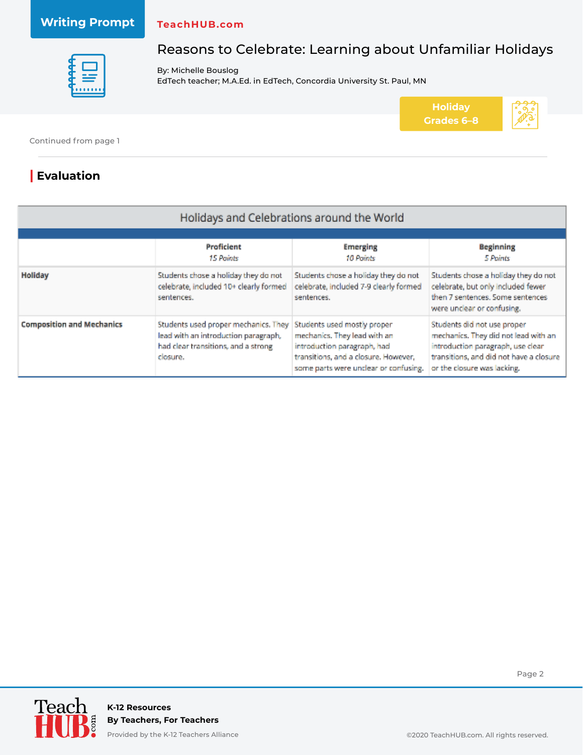Writing Prompt

TeachHUB.com

# Reasons to Celebrate: Learning about Unfamiliar Holidays

By: Michelle Bouslog
EdTech teacher; M.A.Ed. in EdTech, Concordia University St. Paul, MN

Holiday
Grades 6–8

Continued from page 1

## Evaluation

Holidays and Celebrations around the World

| | Proficient<br>*15 Points* | Emerging<br>*10 Points* | Beginning<br>*5 Points* |
|---|---|---|---|
| **Holiday** | Students chose a holiday they do not celebrate, included 10+ clearly formed sentences. | Students chose a holiday they do not celebrate, included 7-9 clearly formed sentences. | Students chose a holiday they do not celebrate, but only included fewer then 7 sentences. Some sentences were unclear or confusing. |
| **Composition and Mechanics** | Students used proper mechanics. They lead with an introduction paragraph, had clear transitions, and a strong closure. | Students used mostly proper mechanics. They lead with an introduction paragraph, had transitions, and a closure. However, some parts were unclear or confusing. | Students did not use proper mechanics. They did not lead with an introduction paragraph, use clear transitions, and did not have a closure or the closure was lacking. |

K-12 Resources
By Teachers, For Teachers
Provided by the K-12 Teachers Alliance

©2020 TeachHUB.com. All rights reserved.